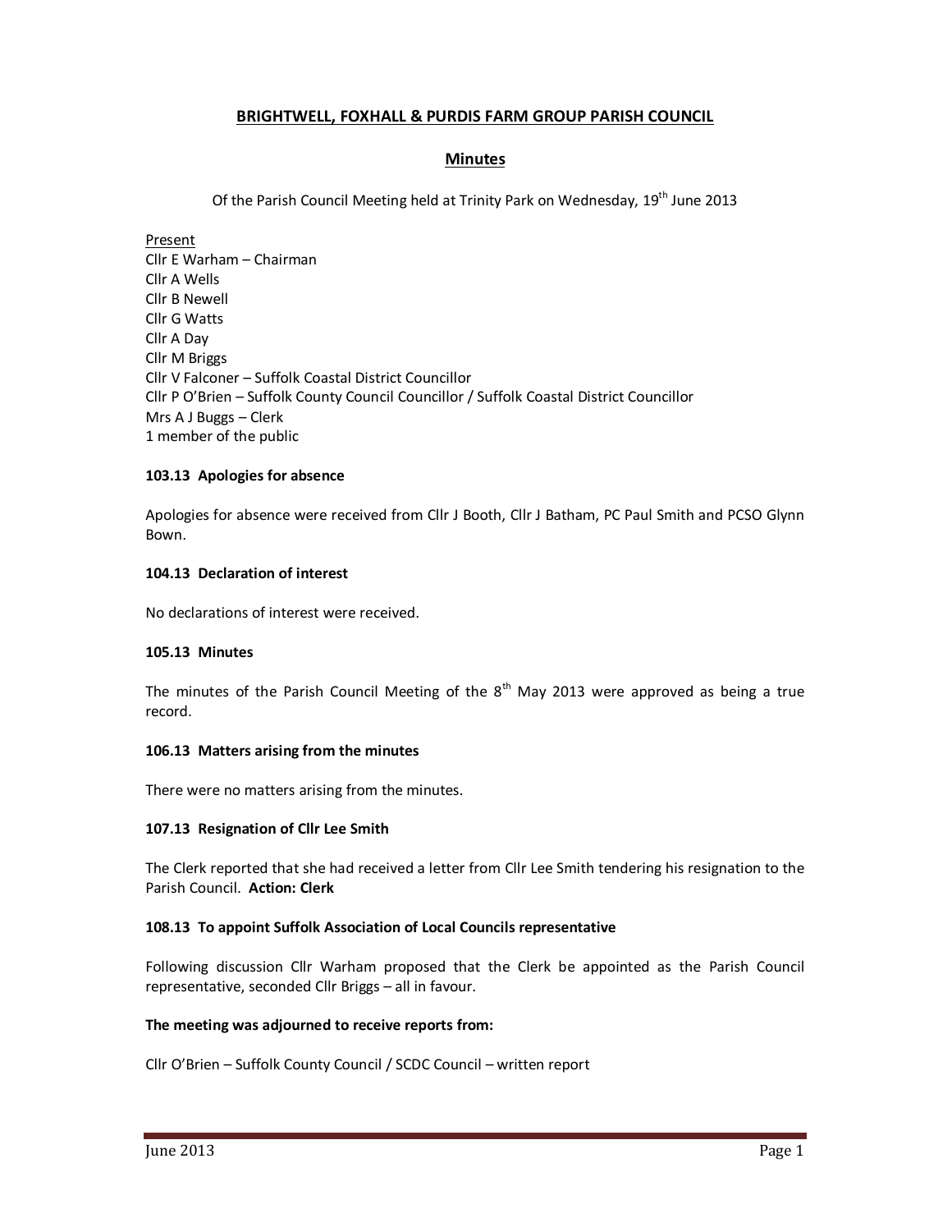# BRIGHTWELL, FOXHALL & PURDIS FARM GROUP PARISH COUNCIL

## Minutes

Of the Parish Council Meeting held at Trinity Park on Wednesday, 19th June 2013

Present
Cllr E Warham – Chairman
Cllr A Wells
Cllr B Newell
Cllr G Watts
Cllr A Day
Cllr M Briggs
Cllr V Falconer – Suffolk Coastal District Councillor
Cllr P O'Brien – Suffolk County Council Councillor / Suffolk Coastal District Councillor
Mrs A J Buggs – Clerk
1 member of the public

**103.13 Apologies for absence**

Apologies for absence were received from Cllr J Booth, Cllr J Batham, PC Paul Smith and PCSO Glynn Bown.

**104.13 Declaration of interest**

No declarations of interest were received.

**105.13 Minutes**

The minutes of the Parish Council Meeting of the 8th May 2013 were approved as being a true record.

**106.13 Matters arising from the minutes**

There were no matters arising from the minutes.

**107.13 Resignation of Cllr Lee Smith**

The Clerk reported that she had received a letter from Cllr Lee Smith tendering his resignation to the Parish Council. **Action: Clerk**

**108.13 To appoint Suffolk Association of Local Councils representative**

Following discussion Cllr Warham proposed that the Clerk be appointed as the Parish Council representative, seconded Cllr Briggs – all in favour.

**The meeting was adjourned to receive reports from:**

Cllr O'Brien – Suffolk County Council / SCDC Council – written report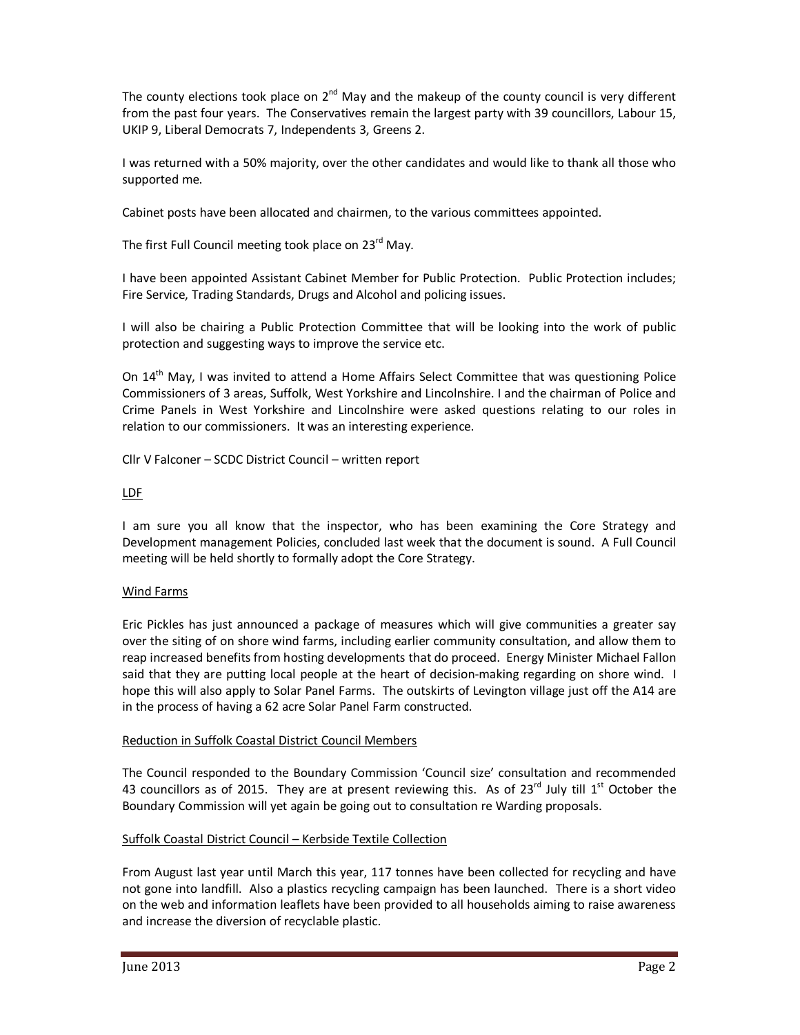The county elections took place on 2nd May and the makeup of the county council is very different from the past four years. The Conservatives remain the largest party with 39 councillors, Labour 15, UKIP 9, Liberal Democrats 7, Independents 3, Greens 2.

I was returned with a 50% majority, over the other candidates and would like to thank all those who supported me.

Cabinet posts have been allocated and chairmen, to the various committees appointed.

The first Full Council meeting took place on 23rd May.

I have been appointed Assistant Cabinet Member for Public Protection. Public Protection includes; Fire Service, Trading Standards, Drugs and Alcohol and policing issues.

I will also be chairing a Public Protection Committee that will be looking into the work of public protection and suggesting ways to improve the service etc.

On 14th May, I was invited to attend a Home Affairs Select Committee that was questioning Police Commissioners of 3 areas, Suffolk, West Yorkshire and Lincolnshire. I and the chairman of Police and Crime Panels in West Yorkshire and Lincolnshire were asked questions relating to our roles in relation to our commissioners. It was an interesting experience.

Cllr V Falconer – SCDC District Council – written report

<u>LDF</u>

I am sure you all know that the inspector, who has been examining the Core Strategy and Development management Policies, concluded last week that the document is sound. A Full Council meeting will be held shortly to formally adopt the Core Strategy.

<u>Wind Farms</u>

Eric Pickles has just announced a package of measures which will give communities a greater say over the siting of on shore wind farms, including earlier community consultation, and allow them to reap increased benefits from hosting developments that do proceed. Energy Minister Michael Fallon said that they are putting local people at the heart of decision-making regarding on shore wind. I hope this will also apply to Solar Panel Farms. The outskirts of Levington village just off the A14 are in the process of having a 62 acre Solar Panel Farm constructed.

<u>Reduction in Suffolk Coastal District Council Members</u>

The Council responded to the Boundary Commission 'Council size' consultation and recommended 43 councillors as of 2015. They are at present reviewing this. As of 23rd July till 1st October the Boundary Commission will yet again be going out to consultation re Warding proposals.

<u>Suffolk Coastal District Council – Kerbside Textile Collection</u>

From August last year until March this year, 117 tonnes have been collected for recycling and have not gone into landfill. Also a plastics recycling campaign has been launched. There is a short video on the web and information leaflets have been provided to all households aiming to raise awareness and increase the diversion of recyclable plastic.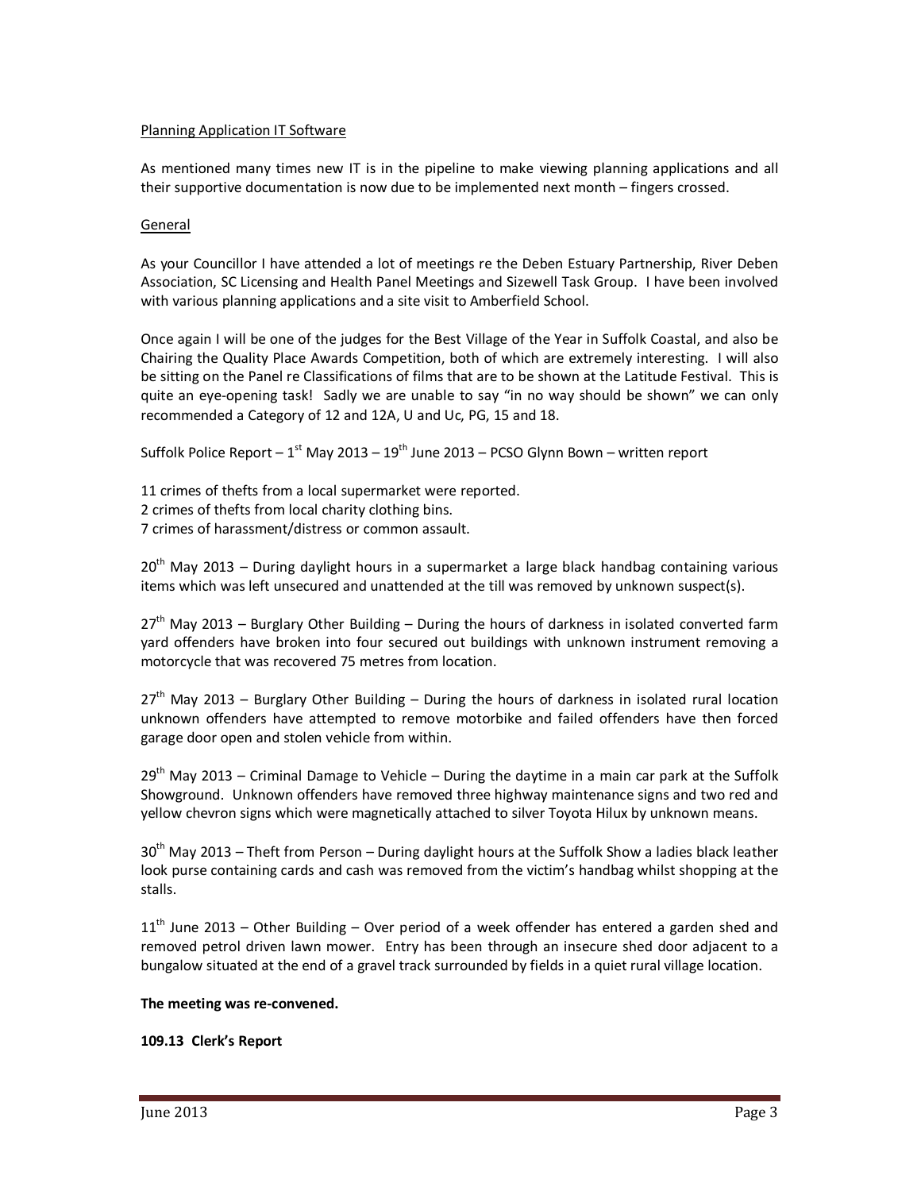Planning Application IT Software

As mentioned many times new IT is in the pipeline to make viewing planning applications and all their supportive documentation is now due to be implemented next month – fingers crossed.

General

As your Councillor I have attended a lot of meetings re the Deben Estuary Partnership, River Deben Association, SC Licensing and Health Panel Meetings and Sizewell Task Group. I have been involved with various planning applications and a site visit to Amberfield School.

Once again I will be one of the judges for the Best Village of the Year in Suffolk Coastal, and also be Chairing the Quality Place Awards Competition, both of which are extremely interesting. I will also be sitting on the Panel re Classifications of films that are to be shown at the Latitude Festival. This is quite an eye-opening task! Sadly we are unable to say "in no way should be shown" we can only recommended a Category of 12 and 12A, U and Uc, PG, 15 and 18.

Suffolk Police Report – 1st May 2013 – 19th June 2013 – PCSO Glynn Bown – written report

11 crimes of thefts from a local supermarket were reported.
2 crimes of thefts from local charity clothing bins.
7 crimes of harassment/distress or common assault.

20th May 2013 – During daylight hours in a supermarket a large black handbag containing various items which was left unsecured and unattended at the till was removed by unknown suspect(s).

27th May 2013 – Burglary Other Building – During the hours of darkness in isolated converted farm yard offenders have broken into four secured out buildings with unknown instrument removing a motorcycle that was recovered 75 metres from location.

27th May 2013 – Burglary Other Building – During the hours of darkness in isolated rural location unknown offenders have attempted to remove motorbike and failed offenders have then forced garage door open and stolen vehicle from within.

29th May 2013 – Criminal Damage to Vehicle – During the daytime in a main car park at the Suffolk Showground. Unknown offenders have removed three highway maintenance signs and two red and yellow chevron signs which were magnetically attached to silver Toyota Hilux by unknown means.

30th May 2013 – Theft from Person – During daylight hours at the Suffolk Show a ladies black leather look purse containing cards and cash was removed from the victim's handbag whilst shopping at the stalls.

11th June 2013 – Other Building – Over period of a week offender has entered a garden shed and removed petrol driven lawn mower. Entry has been through an insecure shed door adjacent to a bungalow situated at the end of a gravel track surrounded by fields in a quiet rural village location.

**The meeting was re-convened.**

**109.13 Clerk's Report**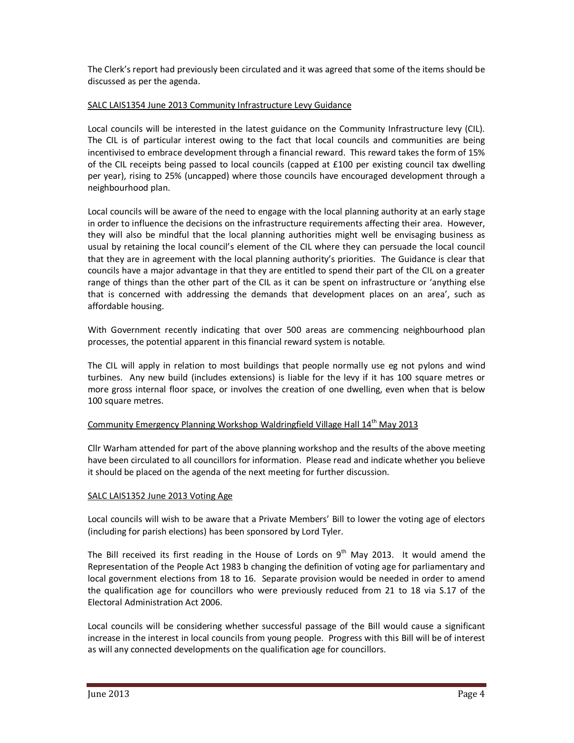The Clerk's report had previously been circulated and it was agreed that some of the items should be discussed as per the agenda.

SALC LAIS1354 June 2013 Community Infrastructure Levy Guidance

Local councils will be interested in the latest guidance on the Community Infrastructure levy (CIL). The CIL is of particular interest owing to the fact that local councils and communities are being incentivised to embrace development through a financial reward. This reward takes the form of 15% of the CIL receipts being passed to local councils (capped at £100 per existing council tax dwelling per year), rising to 25% (uncapped) where those councils have encouraged development through a neighbourhood plan.

Local councils will be aware of the need to engage with the local planning authority at an early stage in order to influence the decisions on the infrastructure requirements affecting their area. However, they will also be mindful that the local planning authorities might well be envisaging business as usual by retaining the local council's element of the CIL where they can persuade the local council that they are in agreement with the local planning authority's priorities. The Guidance is clear that councils have a major advantage in that they are entitled to spend their part of the CIL on a greater range of things than the other part of the CIL as it can be spent on infrastructure or 'anything else that is concerned with addressing the demands that development places on an area', such as affordable housing.

With Government recently indicating that over 500 areas are commencing neighbourhood plan processes, the potential apparent in this financial reward system is notable.

The CIL will apply in relation to most buildings that people normally use eg not pylons and wind turbines. Any new build (includes extensions) is liable for the levy if it has 100 square metres or more gross internal floor space, or involves the creation of one dwelling, even when that is below 100 square metres.

Community Emergency Planning Workshop Waldringfield Village Hall 14th May 2013

Cllr Warham attended for part of the above planning workshop and the results of the above meeting have been circulated to all councillors for information. Please read and indicate whether you believe it should be placed on the agenda of the next meeting for further discussion.

SALC LAIS1352 June 2013 Voting Age

Local councils will wish to be aware that a Private Members' Bill to lower the voting age of electors (including for parish elections) has been sponsored by Lord Tyler.

The Bill received its first reading in the House of Lords on 9th May 2013. It would amend the Representation of the People Act 1983 b changing the definition of voting age for parliamentary and local government elections from 18 to 16. Separate provision would be needed in order to amend the qualification age for councillors who were previously reduced from 21 to 18 via S.17 of the Electoral Administration Act 2006.

Local councils will be considering whether successful passage of the Bill would cause a significant increase in the interest in local councils from young people. Progress with this Bill will be of interest as will any connected developments on the qualification age for councillors.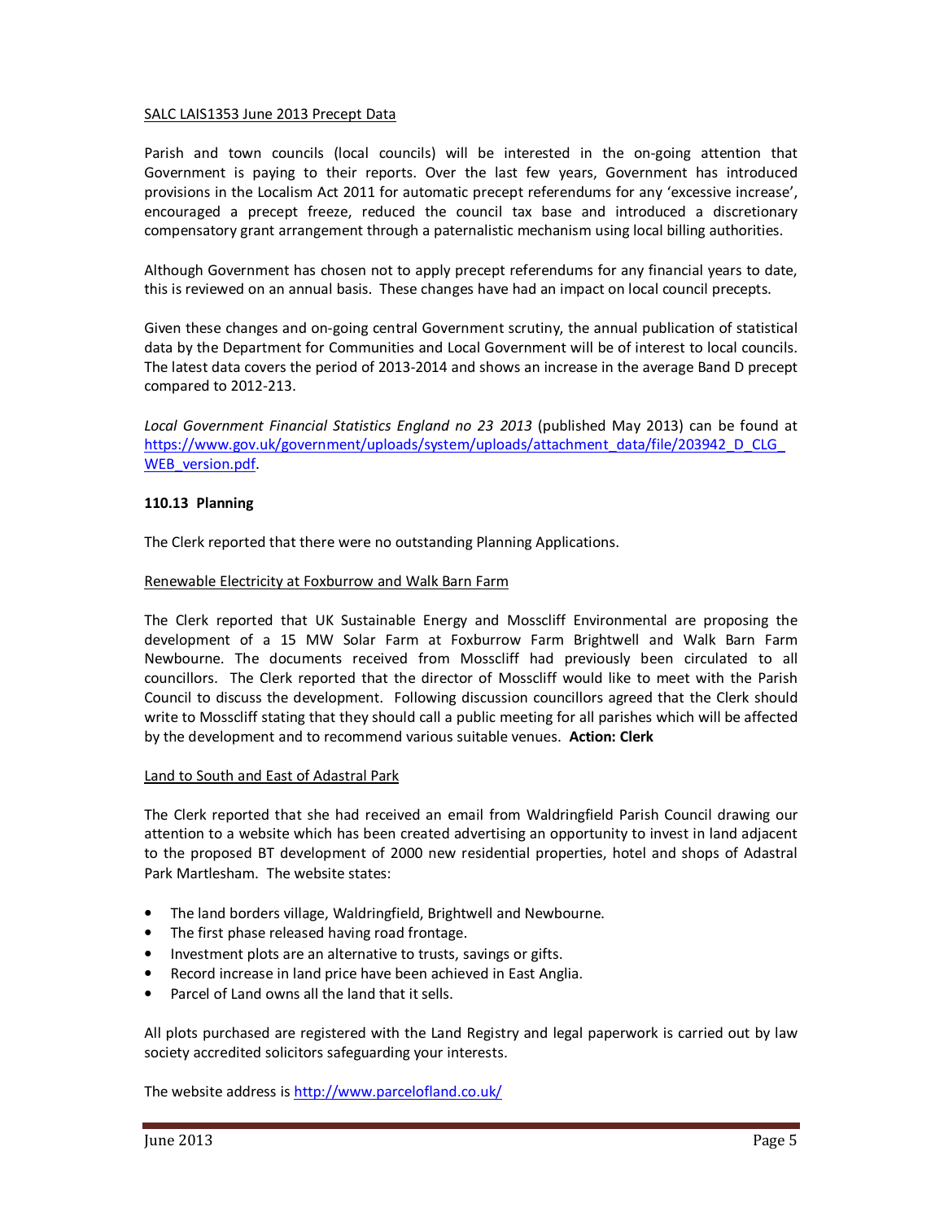SALC LAIS1353 June 2013 Precept Data

Parish and town councils (local councils) will be interested in the on-going attention that Government is paying to their reports. Over the last few years, Government has introduced provisions in the Localism Act 2011 for automatic precept referendums for any 'excessive increase', encouraged a precept freeze, reduced the council tax base and introduced a discretionary compensatory grant arrangement through a paternalistic mechanism using local billing authorities.

Although Government has chosen not to apply precept referendums for any financial years to date, this is reviewed on an annual basis. These changes have had an impact on local council precepts.

Given these changes and on-going central Government scrutiny, the annual publication of statistical data by the Department for Communities and Local Government will be of interest to local councils. The latest data covers the period of 2013-2014 and shows an increase in the average Band D precept compared to 2012-213.

*Local Government Financial Statistics England no 23 2013* (published May 2013) can be found at https://www.gov.uk/government/uploads/system/uploads/attachment_data/file/203942_D_CLG_WEB_version.pdf.

**110.13 Planning**

The Clerk reported that there were no outstanding Planning Applications.

Renewable Electricity at Foxburrow and Walk Barn Farm

The Clerk reported that UK Sustainable Energy and Mosscliff Environmental are proposing the development of a 15 MW Solar Farm at Foxburrow Farm Brightwell and Walk Barn Farm Newbourne. The documents received from Mosscliff had previously been circulated to all councillors. The Clerk reported that the director of Mosscliff would like to meet with the Parish Council to discuss the development. Following discussion councillors agreed that the Clerk should write to Mosscliff stating that they should call a public meeting for all parishes which will be affected by the development and to recommend various suitable venues. **Action: Clerk**

Land to South and East of Adastral Park

The Clerk reported that she had received an email from Waldringfield Parish Council drawing our attention to a website which has been created advertising an opportunity to invest in land adjacent to the proposed BT development of 2000 new residential properties, hotel and shops of Adastral Park Martlesham. The website states:

- The land borders village, Waldringfield, Brightwell and Newbourne.
- The first phase released having road frontage.
- Investment plots are an alternative to trusts, savings or gifts.
- Record increase in land price have been achieved in East Anglia.
- Parcel of Land owns all the land that it sells.

All plots purchased are registered with the Land Registry and legal paperwork is carried out by law society accredited solicitors safeguarding your interests.

The website address is http://www.parcelofland.co.uk/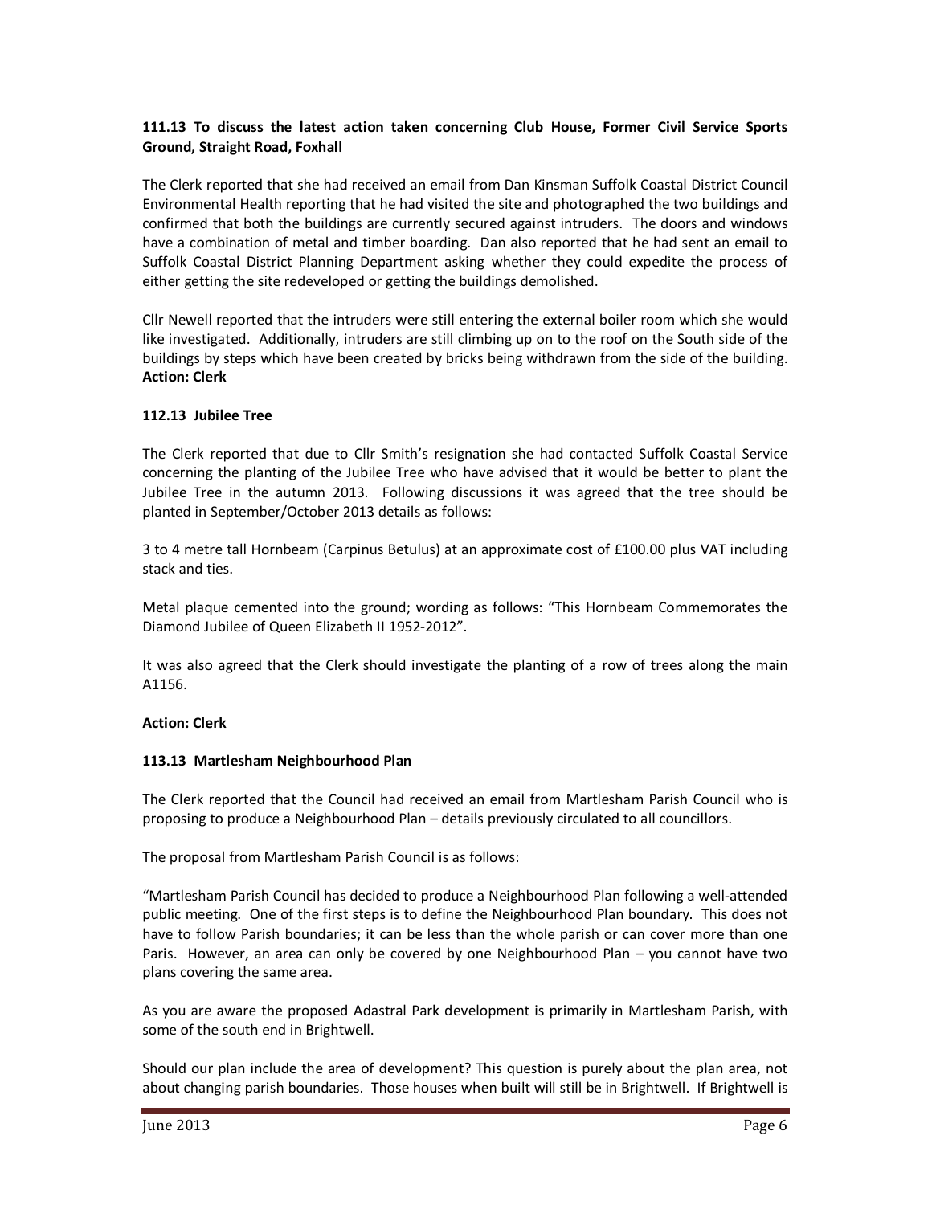**111.13 To discuss the latest action taken concerning Club House, Former Civil Service Sports Ground, Straight Road, Foxhall**

The Clerk reported that she had received an email from Dan Kinsman Suffolk Coastal District Council Environmental Health reporting that he had visited the site and photographed the two buildings and confirmed that both the buildings are currently secured against intruders. The doors and windows have a combination of metal and timber boarding. Dan also reported that he had sent an email to Suffolk Coastal District Planning Department asking whether they could expedite the process of either getting the site redeveloped or getting the buildings demolished.

Cllr Newell reported that the intruders were still entering the external boiler room which she would like investigated. Additionally, intruders are still climbing up on to the roof on the South side of the buildings by steps which have been created by bricks being withdrawn from the side of the building.
**Action: Clerk**

**112.13 Jubilee Tree**

The Clerk reported that due to Cllr Smith's resignation she had contacted Suffolk Coastal Service concerning the planting of the Jubilee Tree who have advised that it would be better to plant the Jubilee Tree in the autumn 2013. Following discussions it was agreed that the tree should be planted in September/October 2013 details as follows:

3 to 4 metre tall Hornbeam (Carpinus Betulus) at an approximate cost of £100.00 plus VAT including stack and ties.

Metal plaque cemented into the ground; wording as follows: "This Hornbeam Commemorates the Diamond Jubilee of Queen Elizabeth II 1952-2012".

It was also agreed that the Clerk should investigate the planting of a row of trees along the main A1156.

**Action: Clerk**

**113.13 Martlesham Neighbourhood Plan**

The Clerk reported that the Council had received an email from Martlesham Parish Council who is proposing to produce a Neighbourhood Plan – details previously circulated to all councillors.

The proposal from Martlesham Parish Council is as follows:

"Martlesham Parish Council has decided to produce a Neighbourhood Plan following a well-attended public meeting. One of the first steps is to define the Neighbourhood Plan boundary. This does not have to follow Parish boundaries; it can be less than the whole parish or can cover more than one Paris. However, an area can only be covered by one Neighbourhood Plan – you cannot have two plans covering the same area.

As you are aware the proposed Adastral Park development is primarily in Martlesham Parish, with some of the south end in Brightwell.

Should our plan include the area of development? This question is purely about the plan area, not about changing parish boundaries. Those houses when built will still be in Brightwell. If Brightwell is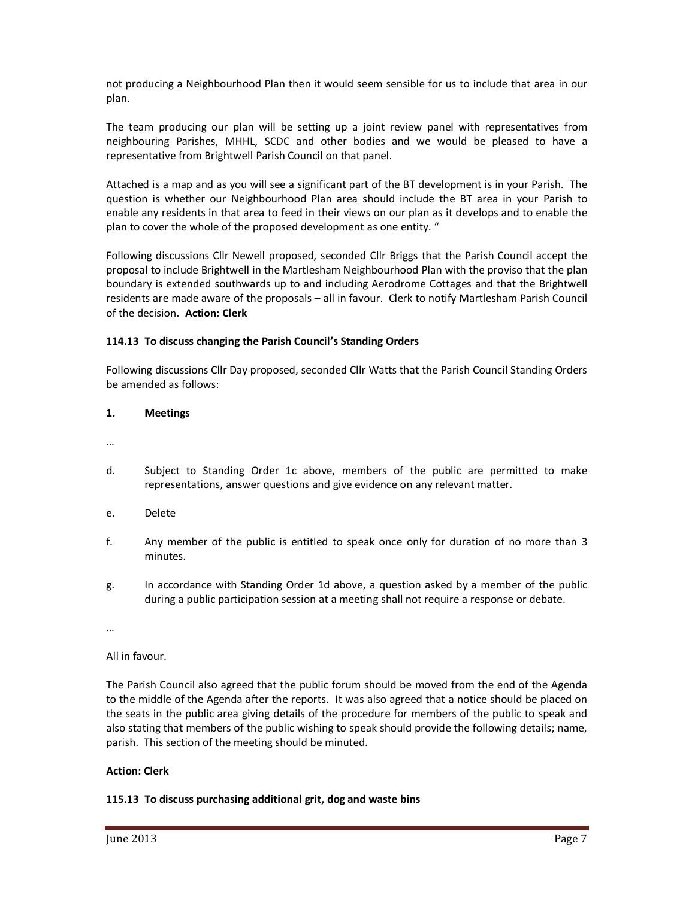not producing a Neighbourhood Plan then it would seem sensible for us to include that area in our plan.

The team producing our plan will be setting up a joint review panel with representatives from neighbouring Parishes, MHHL, SCDC and other bodies and we would be pleased to have a representative from Brightwell Parish Council on that panel.

Attached is a map and as you will see a significant part of the BT development is in your Parish. The question is whether our Neighbourhood Plan area should include the BT area in your Parish to enable any residents in that area to feed in their views on our plan as it develops and to enable the plan to cover the whole of the proposed development as one entity. "

Following discussions Cllr Newell proposed, seconded Cllr Briggs that the Parish Council accept the proposal to include Brightwell in the Martlesham Neighbourhood Plan with the proviso that the plan boundary is extended southwards up to and including Aerodrome Cottages and that the Brightwell residents are made aware of the proposals – all in favour. Clerk to notify Martlesham Parish Council of the decision. **Action: Clerk**

**114.13 To discuss changing the Parish Council's Standing Orders**

Following discussions Cllr Day proposed, seconded Cllr Watts that the Parish Council Standing Orders be amended as follows:

**1. Meetings**

…

d. Subject to Standing Order 1c above, members of the public are permitted to make representations, answer questions and give evidence on any relevant matter.

e. Delete

f. Any member of the public is entitled to speak once only for duration of no more than 3 minutes.

g. In accordance with Standing Order 1d above, a question asked by a member of the public during a public participation session at a meeting shall not require a response or debate.

…

All in favour.

The Parish Council also agreed that the public forum should be moved from the end of the Agenda to the middle of the Agenda after the reports. It was also agreed that a notice should be placed on the seats in the public area giving details of the procedure for members of the public to speak and also stating that members of the public wishing to speak should provide the following details; name, parish. This section of the meeting should be minuted.

**Action: Clerk**

**115.13 To discuss purchasing additional grit, dog and waste bins**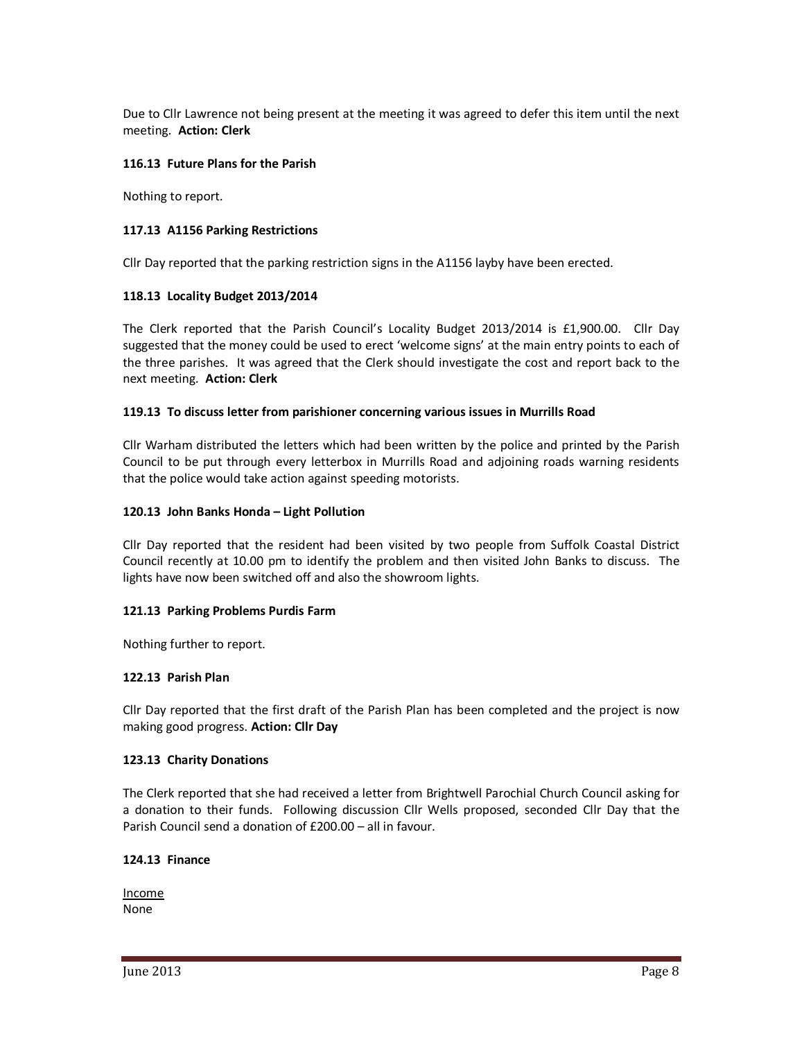Due to Cllr Lawrence not being present at the meeting it was agreed to defer this item until the next meeting. **Action: Clerk**

**116.13 Future Plans for the Parish**

Nothing to report.

**117.13 A1156 Parking Restrictions**

Cllr Day reported that the parking restriction signs in the A1156 layby have been erected.

**118.13 Locality Budget 2013/2014**

The Clerk reported that the Parish Council's Locality Budget 2013/2014 is £1,900.00. Cllr Day suggested that the money could be used to erect 'welcome signs' at the main entry points to each of the three parishes. It was agreed that the Clerk should investigate the cost and report back to the next meeting. **Action: Clerk**

**119.13 To discuss letter from parishioner concerning various issues in Murrills Road**

Cllr Warham distributed the letters which had been written by the police and printed by the Parish Council to be put through every letterbox in Murrills Road and adjoining roads warning residents that the police would take action against speeding motorists.

**120.13 John Banks Honda – Light Pollution**

Cllr Day reported that the resident had been visited by two people from Suffolk Coastal District Council recently at 10.00 pm to identify the problem and then visited John Banks to discuss. The lights have now been switched off and also the showroom lights.

**121.13 Parking Problems Purdis Farm**

Nothing further to report.

**122.13 Parish Plan**

Cllr Day reported that the first draft of the Parish Plan has been completed and the project is now making good progress. **Action: Cllr Day**

**123.13 Charity Donations**

The Clerk reported that she had received a letter from Brightwell Parochial Church Council asking for a donation to their funds. Following discussion Cllr Wells proposed, seconded Cllr Day that the Parish Council send a donation of £200.00 – all in favour.

**124.13 Finance**

Income
None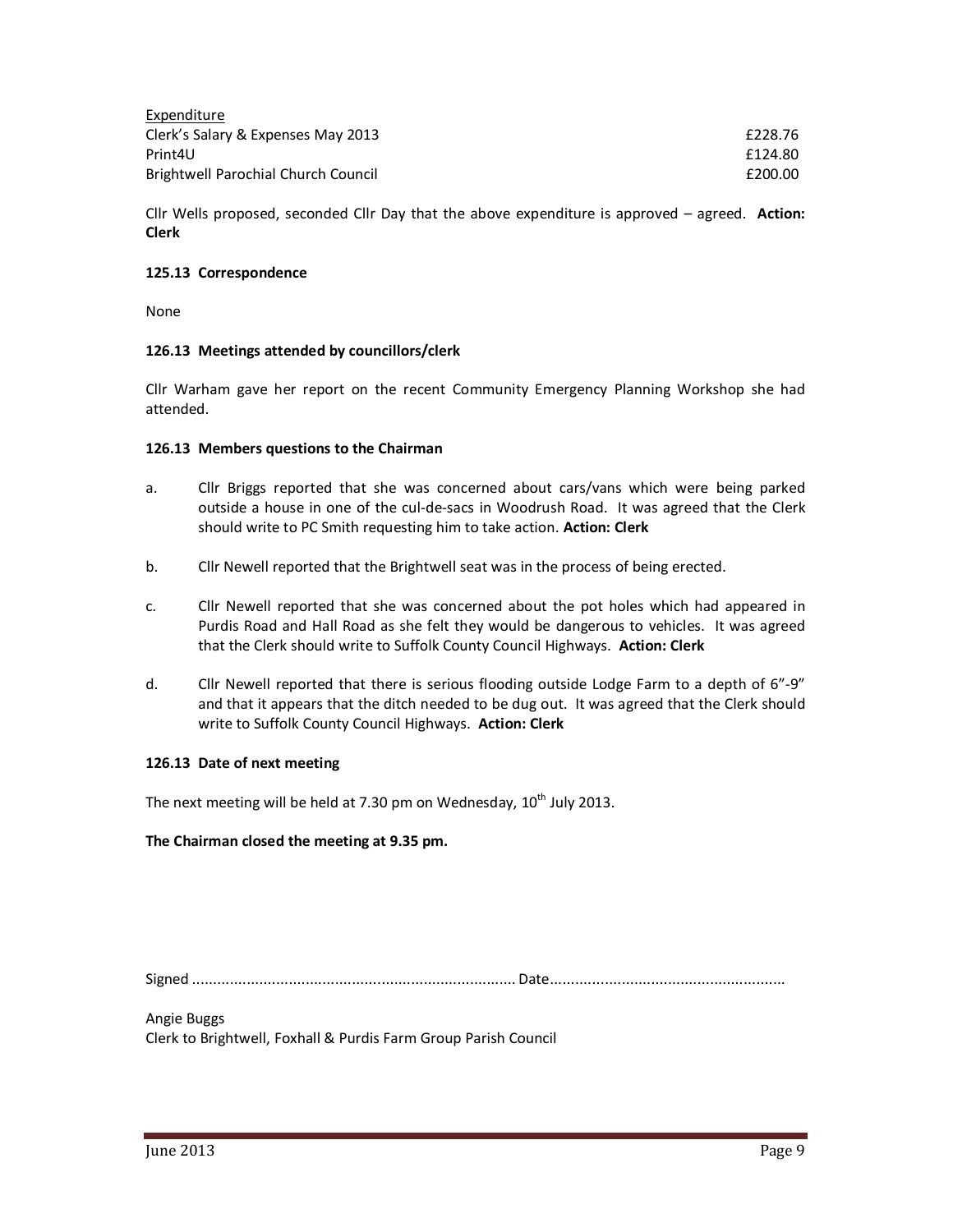Expenditure

| | |
|---|---|
| Clerk's Salary & Expenses May 2013 | £228.76 |
| Print4U | £124.80 |
| Brightwell Parochial Church Council | £200.00 |

Cllr Wells proposed, seconded Cllr Day that the above expenditure is approved – agreed. **Action: Clerk**

**125.13 Correspondence**

None

**126.13 Meetings attended by councillors/clerk**

Cllr Warham gave her report on the recent Community Emergency Planning Workshop she had attended.

**126.13 Members questions to the Chairman**

a. Cllr Briggs reported that she was concerned about cars/vans which were being parked outside a house in one of the cul-de-sacs in Woodrush Road. It was agreed that the Clerk should write to PC Smith requesting him to take action. **Action: Clerk**

b. Cllr Newell reported that the Brightwell seat was in the process of being erected.

c. Cllr Newell reported that she was concerned about the pot holes which had appeared in Purdis Road and Hall Road as she felt they would be dangerous to vehicles. It was agreed that the Clerk should write to Suffolk County Council Highways. **Action: Clerk**

d. Cllr Newell reported that there is serious flooding outside Lodge Farm to a depth of 6"-9" and that it appears that the ditch needed to be dug out. It was agreed that the Clerk should write to Suffolk County Council Highways. **Action: Clerk**

**126.13 Date of next meeting**

The next meeting will be held at 7.30 pm on Wednesday, 10th July 2013.

**The Chairman closed the meeting at 9.35 pm.**

Signed ............................................................................ Date........................................................

Angie Buggs
Clerk to Brightwell, Foxhall & Purdis Farm Group Parish Council